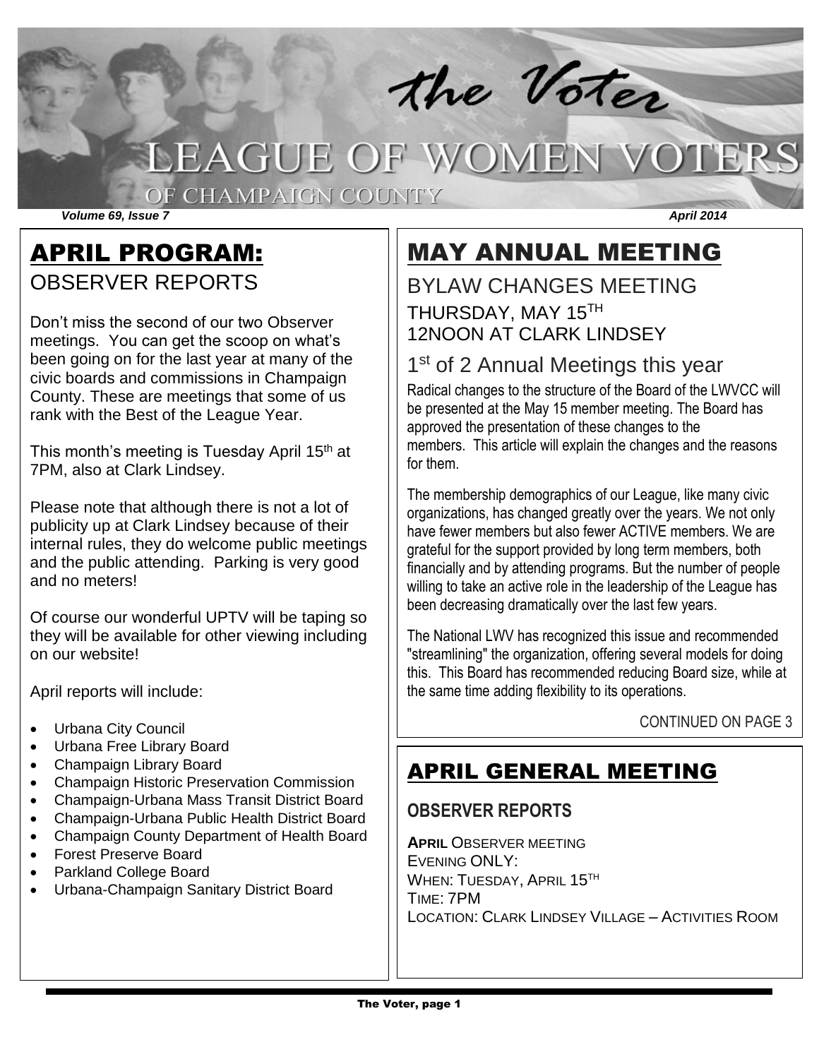# the Voter

## LEAGUE OF WOMEN VOTERS OF CHAMPAIGN COUNTY

*Volume 69, Issue 7* *April 2014*

## APRIL PROGRAM:

### OBSERVER REPORTS

Don't miss the second of our two Observer meetings. You can get the scoop on what's been going on for the last year at many of the civic boards and commissions in Champaign County. These are meetings that some of us rank with the Best of the League Year.

This month's meeting is Tuesday April 15th at 7PM, also at Clark Lindsey.

Please note that although there is not a lot of publicity up at Clark Lindsey because of their internal rules, they do welcome public meetings and the public attending. Parking is very good and no meters!

Of course our wonderful UPTV will be taping so they will be available for other viewing including on our website!

April reports will include:

- Urbana City Council
- Urbana Free Library Board
- Champaign Library Board
- Champaign Historic Preservation Commission
- Champaign-Urbana Mass Transit District Board
- Champaign-Urbana Public Health District Board
- Champaign County Department of Health Board
- Forest Preserve Board
- Parkland College Board
- Urbana-Champaign Sanitary District Board

## MAY ANNUAL MEETING

### BYLAW CHANGES MEETING

THURSDAY, MAY 15TH
12NOON AT CLARK LINDSEY

### 1st of 2 Annual Meetings this year

Radical changes to the structure of the Board of the LWVCC will be presented at the May 15 member meeting. The Board has approved the presentation of these changes to the members. This article will explain the changes and the reasons for them.

The membership demographics of our League, like many civic organizations, has changed greatly over the years. We not only have fewer members but also fewer ACTIVE members. We are grateful for the support provided by long term members, both financially and by attending programs. But the number of people willing to take an active role in the leadership of the League has been decreasing dramatically over the last few years.

The National LWV has recognized this issue and recommended "streamlining" the organization, offering several models for doing this. This Board has recommended reducing Board size, while at the same time adding flexibility to its operations.

CONTINUED ON PAGE 3

## APRIL GENERAL MEETING

### OBSERVER REPORTS

**APRIL** OBSERVER MEETING
EVENING ONLY:
WHEN: TUESDAY, APRIL 15TH
TIME: 7PM
LOCATION: CLARK LINDSEY VILLAGE – ACTIVITIES ROOM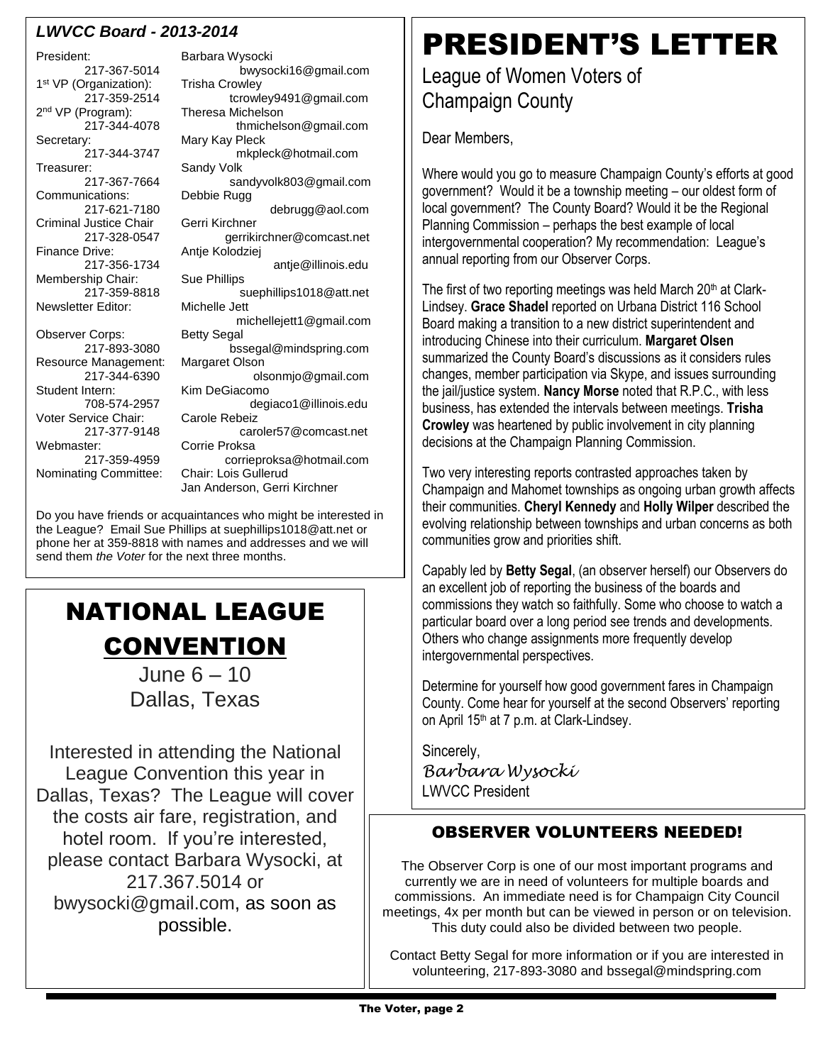## *LWVCC Board - 2013-2014*

| Position | Name / Contact |
| --- | --- |
| President: | Barbara Wysocki |
| 217-367-5014 | bwysocki16@gmail.com |
| 1st VP (Organization): | Trisha Crowley |
| 217-359-2514 | tcrowley9491@gmail.com |
| 2nd VP (Program): | Theresa Michelson |
| 217-344-4078 | thmichelson@gmail.com |
| Secretary: | Mary Kay Pleck |
| 217-344-3747 | mkpleck@hotmail.com |
| Treasurer: | Sandy Volk |
| 217-367-7664 | sandyvolk803@gmail.com |
| Communications: | Debbie Rugg |
| 217-621-7180 | debrugg@aol.com |
| Criminal Justice Chair | Gerri Kirchner |
| 217-328-0547 | gerrikirchner@comcast.net |
| Finance Drive: | Antje Kolodziej |
| 217-356-1734 | antje@illinois.edu |
| Membership Chair: | Sue Phillips |
| 217-359-8818 | suephillips1018@att.net |
| Newsletter Editor: | Michelle Jett |
| | michellejett1@gmail.com |
| Observer Corps: | Betty Segal |
| 217-893-3080 | bssegal@mindspring.com |
| Resource Management: | Margaret Olson |
| 217-344-6390 | olsonmjo@gmail.com |
| Student Intern: | Kim DeGiacomo |
| 708-574-2957 | degiaco1@illinois.edu |
| Voter Service Chair: | Carole Rebeiz |
| 217-377-9148 | caroler57@comcast.net |
| Webmaster: | Corrie Proksa |
| 217-359-4959 | corrieproksa@hotmail.com |
| Nominating Committee: | Chair: Lois Gullerud |
| | Jan Anderson, Gerri Kirchner |

Do you have friends or acquaintances who might be interested in the League? Email Sue Phillips at suephillips1018@att.net or phone her at 359-8818 with names and addresses and we will send them *the Voter* for the next three months.

# PRESIDENT'S LETTER

League of Women Voters of Champaign County

Dear Members,

Where would you go to measure Champaign County's efforts at good government? Would it be a township meeting – our oldest form of local government? The County Board? Would it be the Regional Planning Commission – perhaps the best example of local intergovernmental cooperation? My recommendation: League's annual reporting from our Observer Corps.

The first of two reporting meetings was held March 20th at Clark-Lindsey. **Grace Shadel** reported on Urbana District 116 School Board making a transition to a new district superintendent and introducing Chinese into their curriculum. **Margaret Olsen** summarized the County Board's discussions as it considers rules changes, member participation via Skype, and issues surrounding the jail/justice system. **Nancy Morse** noted that R.P.C., with less business, has extended the intervals between meetings. **Trisha Crowley** was heartened by public involvement in city planning decisions at the Champaign Planning Commission.

Two very interesting reports contrasted approaches taken by Champaign and Mahomet townships as ongoing urban growth affects their communities. **Cheryl Kennedy** and **Holly Wilper** described the evolving relationship between townships and urban concerns as both communities grow and priorities shift.

Capably led by **Betty Segal**, (an observer herself) our Observers do an excellent job of reporting the business of the boards and commissions they watch so faithfully. Some who choose to watch a particular board over a long period see trends and developments. Others who change assignments more frequently develop intergovernmental perspectives.

Determine for yourself how good government fares in Champaign County. Come hear for yourself at the second Observers' reporting on April 15th at 7 p.m. at Clark-Lindsey.

Sincerely,

*Barbara Wysocki*

LWVCC President

# NATIONAL LEAGUE CONVENTION

June 6 – 10
Dallas, Texas

Interested in attending the National League Convention this year in Dallas, Texas? The League will cover the costs air fare, registration, and hotel room. If you're interested, please contact Barbara Wysocki, at 217.367.5014 or bwysocki@gmail.com, as soon as possible.

## OBSERVER VOLUNTEERS NEEDED!

The Observer Corp is one of our most important programs and currently we are in need of volunteers for multiple boards and commissions. An immediate need is for Champaign City Council meetings, 4x per month but can be viewed in person or on television. This duty could also be divided between two people.

Contact Betty Segal for more information or if you are interested in volunteering, 217-893-3080 and bssegal@mindspring.com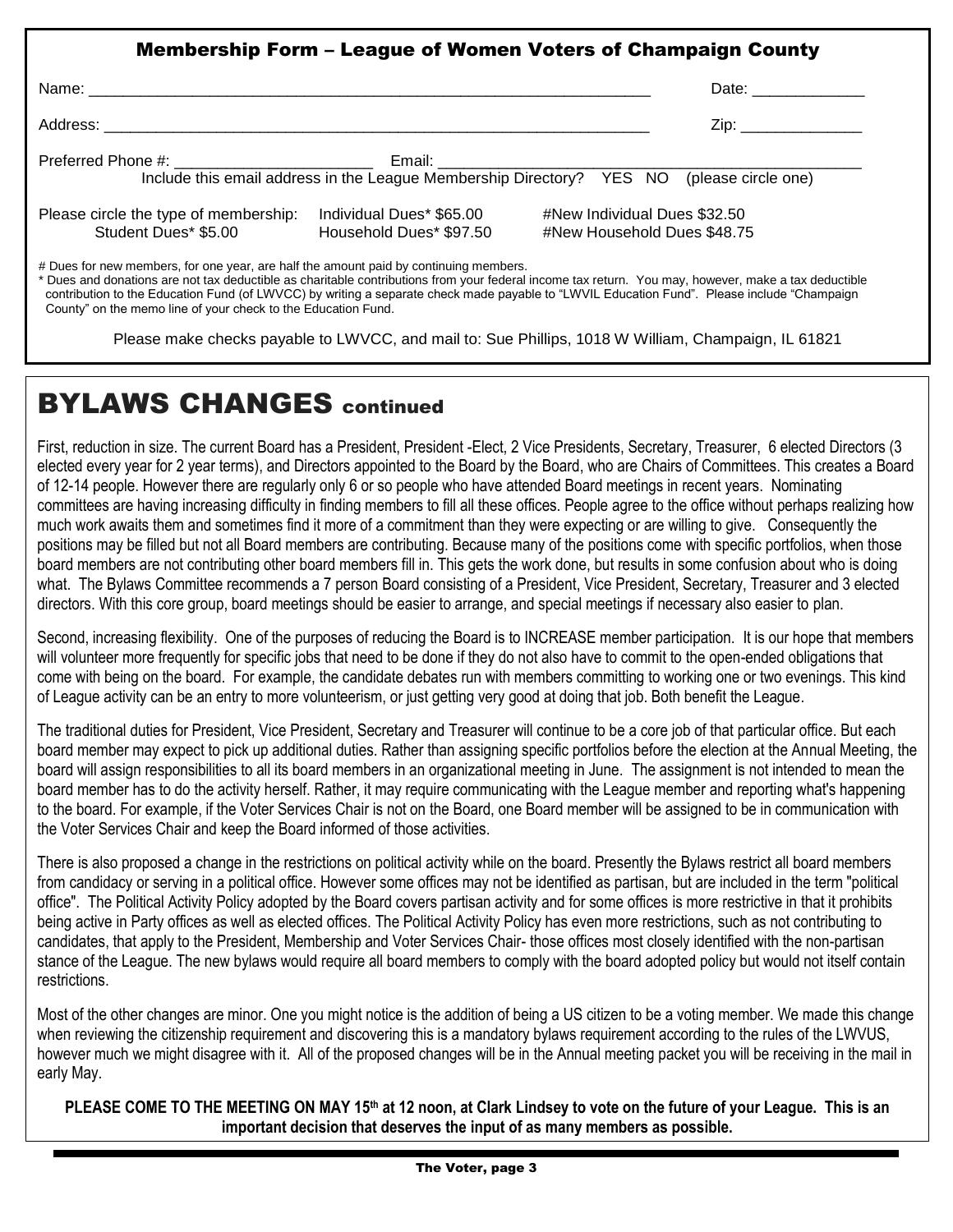## Membership Form – League of Women Voters of Champaign County

Name: \_\_\_\_\_\_\_\_\_\_\_\_\_\_\_\_\_\_\_\_\_\_\_\_\_\_\_\_\_\_\_\_\_\_\_\_\_\_\_\_\_\_\_\_\_\_\_\_\_\_\_\_\_\_\_\_\_\_\_\_\_ Date: \_\_\_\_\_\_\_\_\_\_\_\_\_

Address: \_\_\_\_\_\_\_\_\_\_\_\_\_\_\_\_\_\_\_\_\_\_\_\_\_\_\_\_\_\_\_\_\_\_\_\_\_\_\_\_\_\_\_\_\_\_\_\_\_\_\_\_\_\_\_\_\_\_\_ Zip: \_\_\_\_\_\_\_\_\_\_\_\_\_\_

Preferred Phone #: \_\_\_\_\_\_\_\_\_\_\_\_\_\_\_\_\_\_\_\_\_\_ Email: \_\_\_\_\_\_\_\_\_\_\_\_\_\_\_\_\_\_\_\_\_\_\_\_\_\_\_\_\_\_\_\_\_\_\_\_\_\_\_\_\_\_\_\_\_

Include this email address in the League Membership Directory? YES NO (please circle one)

| Please circle the type of membership: | Individual Dues* $65.00 | #New Individual Dues $32.50 |
|---|---|---|
| Student Dues* $5.00 | Household Dues* $97.50 | #New Household Dues $48.75 |

# Dues for new members, for one year, are half the amount paid by continuing members.

* Dues and donations are not tax deductible as charitable contributions from your federal income tax return. You may, however, make a tax deductible contribution to the Education Fund (of LWVCC) by writing a separate check made payable to "LWVIL Education Fund". Please include "Champaign County" on the memo line of your check to the Education Fund.

Please make checks payable to LWVCC, and mail to: Sue Phillips, 1018 W William, Champaign, IL 61821

# BYLAWS CHANGES continued

First, reduction in size. The current Board has a President, President -Elect, 2 Vice Presidents, Secretary, Treasurer, 6 elected Directors (3 elected every year for 2 year terms), and Directors appointed to the Board by the Board, who are Chairs of Committees. This creates a Board of 12-14 people. However there are regularly only 6 or so people who have attended Board meetings in recent years. Nominating committees are having increasing difficulty in finding members to fill all these offices. People agree to the office without perhaps realizing how much work awaits them and sometimes find it more of a commitment than they were expecting or are willing to give. Consequently the positions may be filled but not all Board members are contributing. Because many of the positions come with specific portfolios, when those board members are not contributing other board members fill in. This gets the work done, but results in some confusion about who is doing what. The Bylaws Committee recommends a 7 person Board consisting of a President, Vice President, Secretary, Treasurer and 3 elected directors. With this core group, board meetings should be easier to arrange, and special meetings if necessary also easier to plan.

Second, increasing flexibility. One of the purposes of reducing the Board is to INCREASE member participation. It is our hope that members will volunteer more frequently for specific jobs that need to be done if they do not also have to commit to the open-ended obligations that come with being on the board. For example, the candidate debates run with members committing to working one or two evenings. This kind of League activity can be an entry to more volunteerism, or just getting very good at doing that job. Both benefit the League.

The traditional duties for President, Vice President, Secretary and Treasurer will continue to be a core job of that particular office. But each board member may expect to pick up additional duties. Rather than assigning specific portfolios before the election at the Annual Meeting, the board will assign responsibilities to all its board members in an organizational meeting in June. The assignment is not intended to mean the board member has to do the activity herself. Rather, it may require communicating with the League member and reporting what's happening to the board. For example, if the Voter Services Chair is not on the Board, one Board member will be assigned to be in communication with the Voter Services Chair and keep the Board informed of those activities.

There is also proposed a change in the restrictions on political activity while on the board. Presently the Bylaws restrict all board members from candidacy or serving in a political office. However some offices may not be identified as partisan, but are included in the term "political office". The Political Activity Policy adopted by the Board covers partisan activity and for some offices is more restrictive in that it prohibits being active in Party offices as well as elected offices. The Political Activity Policy has even more restrictions, such as not contributing to candidates, that apply to the President, Membership and Voter Services Chair- those offices most closely identified with the non-partisan stance of the League. The new bylaws would require all board members to comply with the board adopted policy but would not itself contain restrictions.

Most of the other changes are minor. One you might notice is the addition of being a US citizen to be a voting member. We made this change when reviewing the citizenship requirement and discovering this is a mandatory bylaws requirement according to the rules of the LWVUS, however much we might disagree with it. All of the proposed changes will be in the Annual meeting packet you will be receiving in the mail in early May.

**PLEASE COME TO THE MEETING ON MAY 15th at 12 noon, at Clark Lindsey to vote on the future of your League. This is an important decision that deserves the input of as many members as possible.**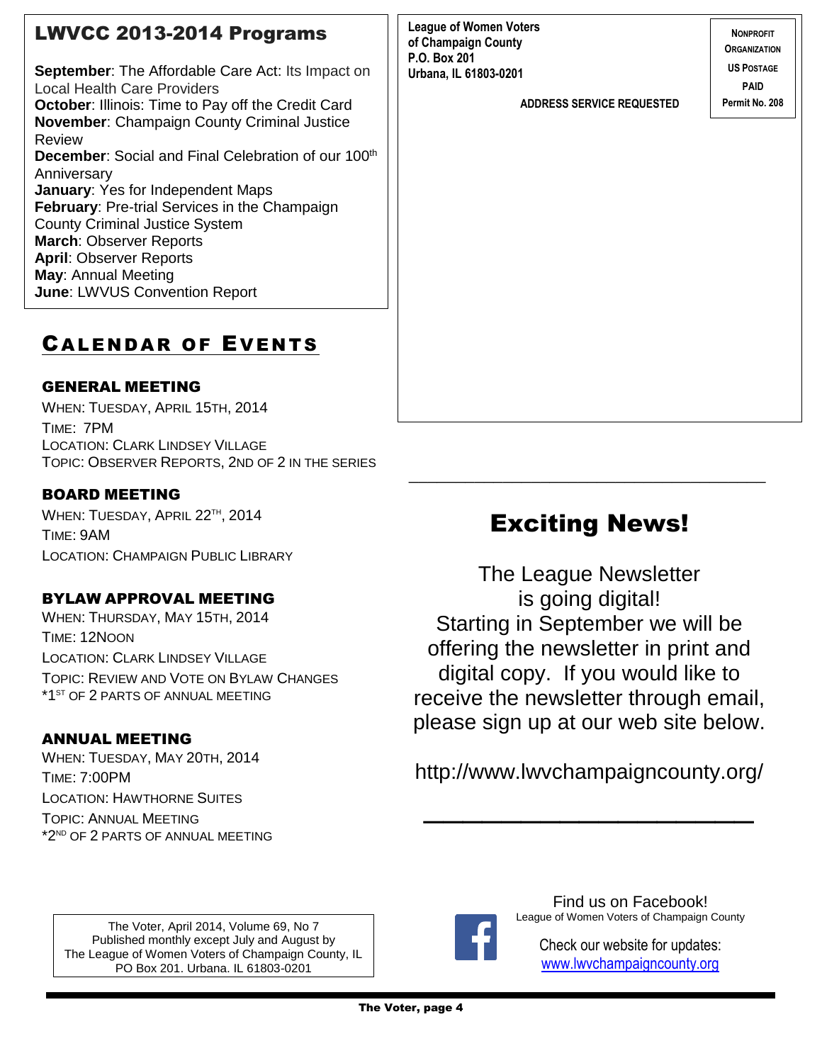## LWVCC 2013-2014 Programs

**September**: The Affordable Care Act: Its Impact on Local Health Care Providers
**October**: Illinois: Time to Pay off the Credit Card
**November**: Champaign County Criminal Justice Review
**December**: Social and Final Celebration of our 100th Anniversary
**January**: Yes for Independent Maps
**February**: Pre-trial Services in the Champaign County Criminal Justice System
**March**: Observer Reports
**April**: Observer Reports
**May**: Annual Meeting
**June**: LWVUS Convention Report

## Calendar of Events

### GENERAL MEETING

When: Tuesday, April 15th, 2014
Time: 7PM
Location: Clark Lindsey Village
Topic: Observer Reports, 2nd of 2 in the series

### BOARD MEETING

When: Tuesday, April 22th, 2014
Time: 9AM
Location: Champaign Public Library

### BYLAW APPROVAL MEETING

When: Thursday, May 15th, 2014
Time: 12Noon
Location: Clark Lindsey Village
Topic: Review and Vote on Bylaw Changes
*1st of 2 parts of annual meeting

### ANNUAL MEETING

When: Tuesday, May 20th, 2014
Time: 7:00PM
Location: Hawthorne Suites
Topic: Annual Meeting
*2nd of 2 parts of annual meeting

The Voter, April 2014, Volume 69, No 7
Published monthly except July and August by
The League of Women Voters of Champaign County, IL
PO Box 201. Urbana. IL 61803-0201

League of Women Voters
of Champaign County
P.O. Box 201
Urbana, IL 61803-0201

ADDRESS SERVICE REQUESTED

Nonprofit Organization
US Postage
PAID
Permit No. 208

---

## Exciting News!

The League Newsletter
is going digital!
Starting in September we will be offering the newsletter in print and digital copy. If you would like to receive the newsletter through email, please sign up at our web site below.

http://www.lwvchampaigncounty.org/

---

Find us on Facebook!
League of Women Voters of Champaign County

Check our website for updates:
www.lwvchampaigncounty.org